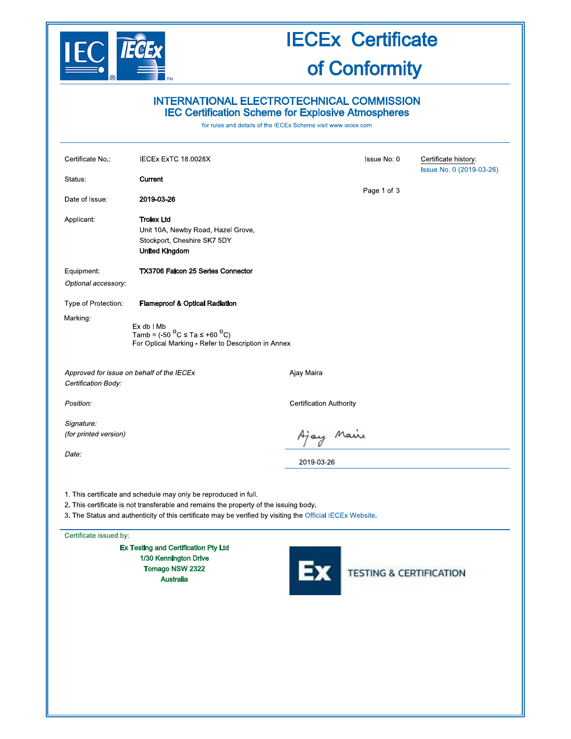# IECEx Certificate of Conformity

## INTERNATIONAL ELECTROTECHNICAL COMMISSION
## IEC Certification Scheme for Explosive Atmospheres

for rules and details of the IECEx Scheme visit www.iecex.com

| | | | |
|---|---|---|---|
| Certificate No.: | IECEx ExTC 18.0028X | Issue No: 0 | Certificate history: Issue No. 0 (2019-03-26) |
| Status: | **Current** | | |
| Date of Issue: | **2019-03-26** | | |

Applicant: **Trolex Ltd**
Unit 10A, Newby Road, Hazel Grove,
Stockport, Cheshire SK7 5DY
**United Kingdom**

Equipment: **TX3706 Falcon 25 Series Connector**

*Optional accessory:*

Type of Protection: **Flameproof & Optical Radiation**

Marking:

Ex db I Mb
Tamb = (-50 $^{O}$C ≤ Ta ≤ +60 $^{O}$C)
For Optical Marking - Refer to Description in Annex

*Approved for issue on behalf of the IECEx Certification Body:* Ajay Maira

*Position:* Certification Authority

*Signature:*
*(for printed version)*

*Date:* 2019-03-26

1. This certificate and schedule may only be reproduced in full.
2. This certificate is not transferable and remains the property of the issuing body.
3. The Status and authenticity of this certificate may be verified by visiting the Official IECEx Website.

Certificate issued by:

**Ex Testing and Certification Pty Ltd**
**1/30 Kennington Drive**
**Tomago NSW 2322**
**Australia**

Ex TESTING & CERTIFICATION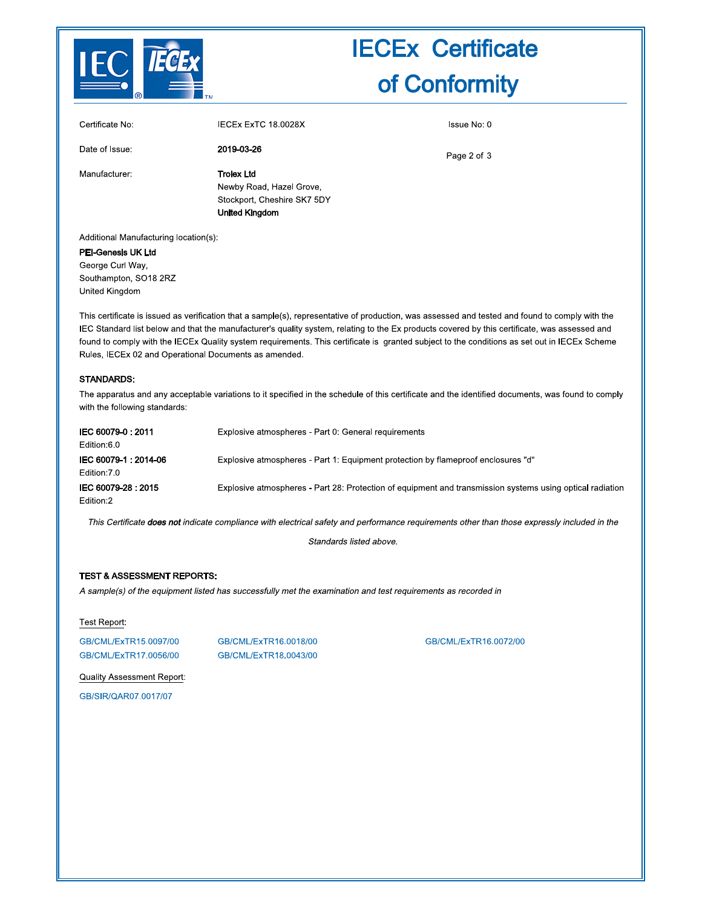# IECEx Certificate of Conformity

| | | |
|---|---|---|
| Certificate No: | IECEx ExTC 18.0028X | Issue No: 0 |
| Date of Issue: | **2019-03-26** | |
| Manufacturer: | **Trolex Ltd**<br>Newby Road, Hazel Grove,<br>Stockport, Cheshire SK7 5DY<br>**United Kingdom** | |

Additional Manufacturing location(s):

**PEI-Genesis UK Ltd**
George Curl Way,
Southampton, SO18 2RZ
United Kingdom

This certificate is issued as verification that a sample(s), representative of production, was assessed and tested and found to comply with the IEC Standard list below and that the manufacturer's quality system, relating to the Ex products covered by this certificate, was assessed and found to comply with the IECEx Quality system requirements. This certificate is granted subject to the conditions as set out in IECEx Scheme Rules, IECEx 02 and Operational Documents as amended.

## STANDARDS:

The apparatus and any acceptable variations to it specified in the schedule of this certificate and the identified documents, was found to comply with the following standards:

| | |
|---|---|
| **IEC 60079-0 : 2011**<br>Edition:6.0 | Explosive atmospheres - Part 0: General requirements |
| **IEC 60079-1 : 2014-06**<br>Edition:7.0 | Explosive atmospheres - Part 1: Equipment protection by flameproof enclosures "d" |
| **IEC 60079-28 : 2015**<br>Edition:2 | Explosive atmospheres - Part 28: Protection of equipment and transmission systems using optical radiation |

*This Certificate* ***does not*** *indicate compliance with electrical safety and performance requirements other than those expressly included in the Standards listed above.*

## TEST & ASSESSMENT REPORTS:

*A sample(s) of the equipment listed has successfully met the examination and test requirements as recorded in*

Test Report:

GB/CML/ExTR15.0097/00
GB/CML/ExTR16.0018/00
GB/CML/ExTR16.0072/00
GB/CML/ExTR17.0056/00
GB/CML/ExTR18.0043/00

Quality Assessment Report:

GB/SIR/QAR07.0017/07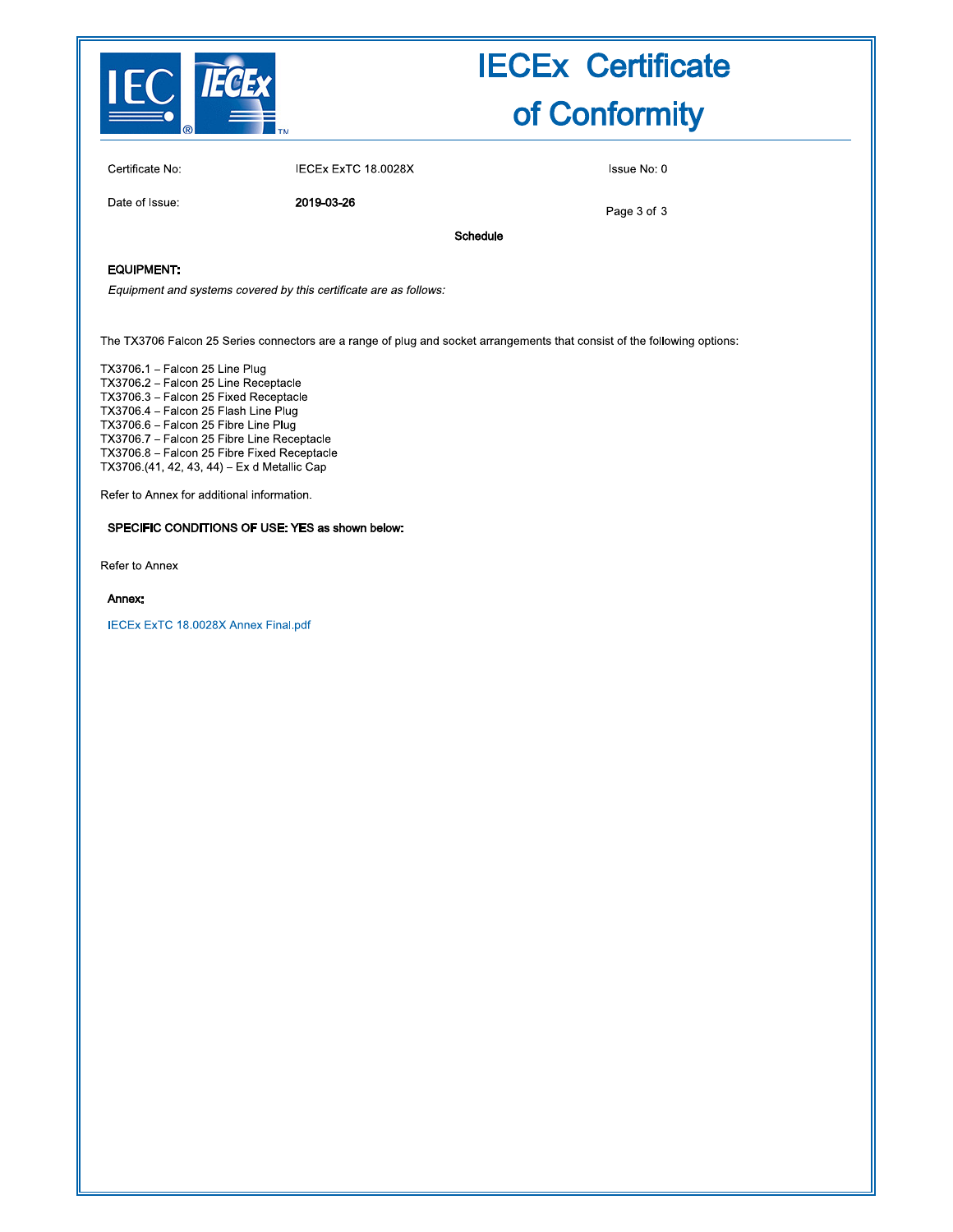# IECEx Certificate of Conformity

Certificate No: IECEx ExTC 18.0028X

Issue No: 0

Date of Issue: **2019-03-26**

**Schedule**

**EQUIPMENT:**

*Equipment and systems covered by this certificate are as follows:*

The TX3706 Falcon 25 Series connectors are a range of plug and socket arrangements that consist of the following options:

TX3706.1 – Falcon 25 Line Plug
TX3706.2 – Falcon 25 Line Receptacle
TX3706.3 – Falcon 25 Fixed Receptacle
TX3706.4 – Falcon 25 Flash Line Plug
TX3706.6 – Falcon 25 Fibre Line Plug
TX3706.7 – Falcon 25 Fibre Line Receptacle
TX3706.8 – Falcon 25 Fibre Fixed Receptacle
TX3706.(41, 42, 43, 44) – Ex d Metallic Cap

Refer to Annex for additional information.

**SPECIFIC CONDITIONS OF USE: YES as shown below:**

Refer to Annex

**Annex:**

IECEx ExTC 18.0028X Annex Final.pdf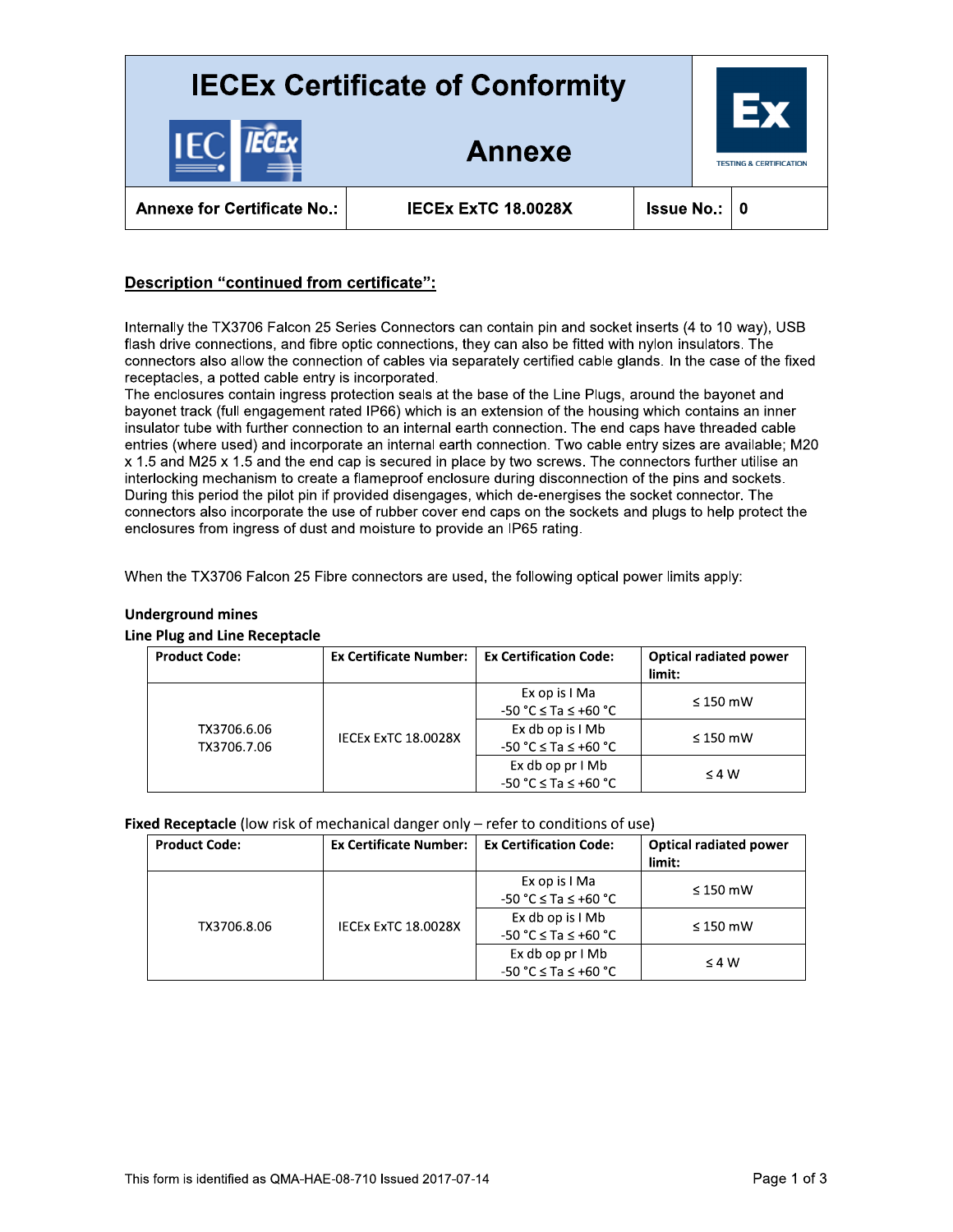# IECEx Certificate of Conformity

## Annexe

| Annexe for Certificate No.: | IECEx ExTC 18.0028X | Issue No.: | 0 |
|---|---|---|---|

**Description "continued from certificate":**

Internally the TX3706 Falcon 25 Series Connectors can contain pin and socket inserts (4 to 10 way), USB flash drive connections, and fibre optic connections, they can also be fitted with nylon insulators. The connectors also allow the connection of cables via separately certified cable glands. In the case of the fixed receptacles, a potted cable entry is incorporated.
The enclosures contain ingress protection seals at the base of the Line Plugs, around the bayonet and bayonet track (full engagement rated IP66) which is an extension of the housing which contains an inner insulator tube with further connection to an internal earth connection. The end caps have threaded cable entries (where used) and incorporate an internal earth connection. Two cable entry sizes are available; M20 x 1.5 and M25 x 1.5 and the end cap is secured in place by two screws. The connectors further utilise an interlocking mechanism to create a flameproof enclosure during disconnection of the pins and sockets. During this period the pilot pin if provided disengages, which de-energises the socket connector. The connectors also incorporate the use of rubber cover end caps on the sockets and plugs to help protect the enclosures from ingress of dust and moisture to provide an IP65 rating.

When the TX3706 Falcon 25 Fibre connectors are used, the following optical power limits apply:

**Underground mines**

**Line Plug and Line Receptacle**

| Product Code: | Ex Certificate Number: | Ex Certification Code: | Optical radiated power limit: |
|---|---|---|---|
| TX3706.6.06<br>TX3706.7.06 | IECEx ExTC 18.0028X | Ex op is I Ma<br>-50 °C ≤ Ta ≤ +60 °C | ≤ 150 mW |
| | | Ex db op is I Mb<br>-50 °C ≤ Ta ≤ +60 °C | ≤ 150 mW |
| | | Ex db op pr I Mb<br>-50 °C ≤ Ta ≤ +60 °C | ≤ 4 W |

**Fixed Receptacle** (low risk of mechanical danger only – refer to conditions of use)

| Product Code: | Ex Certificate Number: | Ex Certification Code: | Optical radiated power limit: |
|---|---|---|---|
| TX3706.8.06 | IECEx ExTC 18.0028X | Ex op is I Ma<br>-50 °C ≤ Ta ≤ +60 °C | ≤ 150 mW |
| | | Ex db op is I Mb<br>-50 °C ≤ Ta ≤ +60 °C | ≤ 150 mW |
| | | Ex db op pr I Mb<br>-50 °C ≤ Ta ≤ +60 °C | ≤ 4 W |

This form is identified as QMA-HAE-08-710 Issued 2017-07-14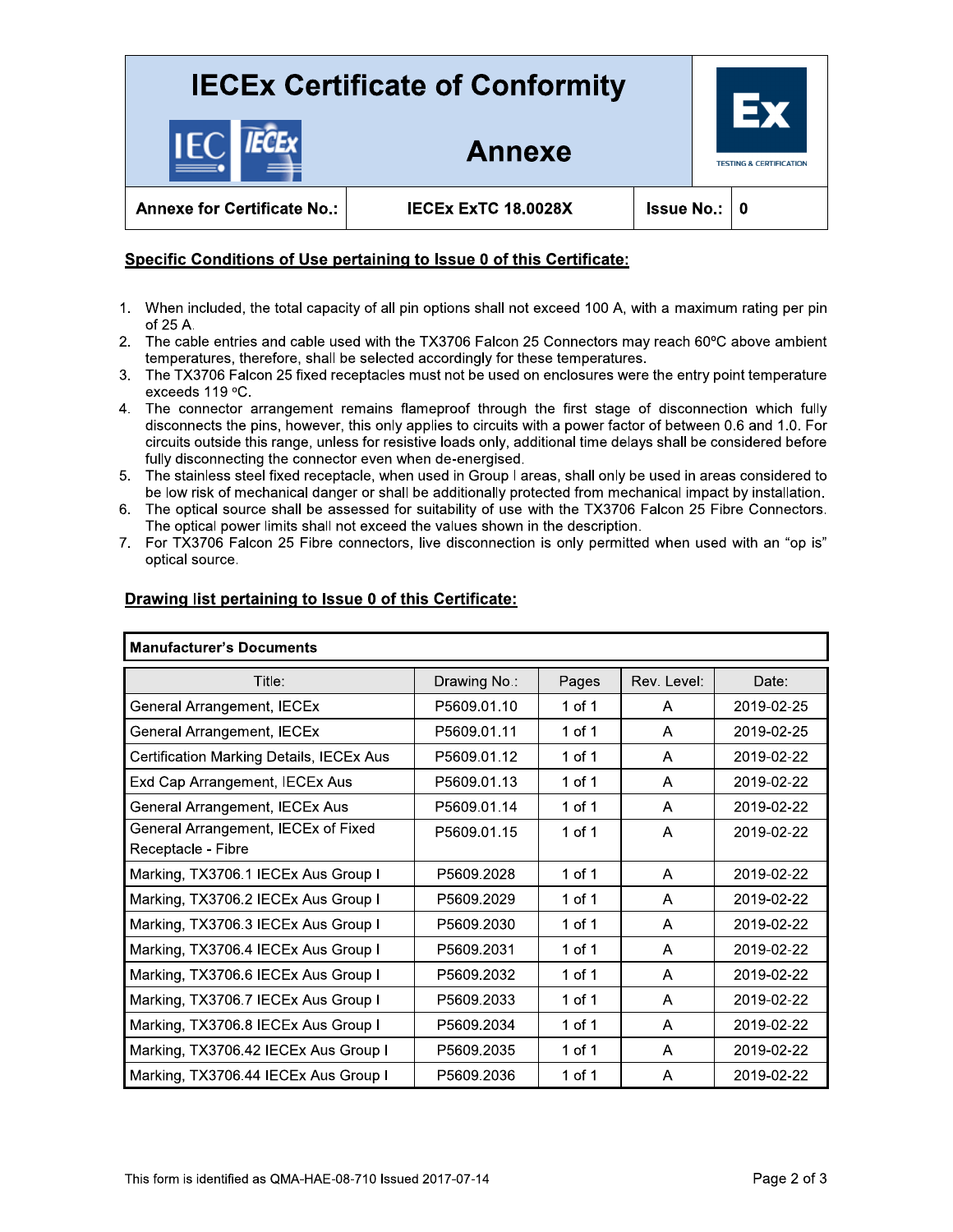# IECEx Certificate of Conformity

## Annexe

| Annexe for Certificate No.: | IECEx ExTC 18.0028X | Issue No.: | 0 |
|---|---|---|---|

**Specific Conditions of Use pertaining to Issue 0 of this Certificate:**

1. When included, the total capacity of all pin options shall not exceed 100 A, with a maximum rating per pin of 25 A.
2. The cable entries and cable used with the TX3706 Falcon 25 Connectors may reach 60ºC above ambient temperatures, therefore, shall be selected accordingly for these temperatures.
3. The TX3706 Falcon 25 fixed receptacles must not be used on enclosures were the entry point temperature exceeds 119 ºC.
4. The connector arrangement remains flameproof through the first stage of disconnection which fully disconnects the pins, however, this only applies to circuits with a power factor of between 0.6 and 1.0. For circuits outside this range, unless for resistive loads only, additional time delays shall be considered before fully disconnecting the connector even when de-energised.
5. The stainless steel fixed receptacle, when used in Group I areas, shall only be used in areas considered to be low risk of mechanical danger or shall be additionally protected from mechanical impact by installation.
6. The optical source shall be assessed for suitability of use with the TX3706 Falcon 25 Fibre Connectors. The optical power limits shall not exceed the values shown in the description.
7. For TX3706 Falcon 25 Fibre connectors, live disconnection is only permitted when used with an "op is" optical source.

**Drawing list pertaining to Issue 0 of this Certificate:**

**Manufacturer's Documents**

| Title: | Drawing No.: | Pages | Rev. Level: | Date: |
|---|---|---|---|---|
| General Arrangement, IECEx | P5609.01.10 | 1 of 1 | A | 2019-02-25 |
| General Arrangement, IECEx | P5609.01.11 | 1 of 1 | A | 2019-02-25 |
| Certification Marking Details, IECEx Aus | P5609.01.12 | 1 of 1 | A | 2019-02-22 |
| Exd Cap Arrangement, IECEx Aus | P5609.01.13 | 1 of 1 | A | 2019-02-22 |
| General Arrangement, IECEx Aus | P5609.01.14 | 1 of 1 | A | 2019-02-22 |
| General Arrangement, IECEx of Fixed Receptacle - Fibre | P5609.01.15 | 1 of 1 | A | 2019-02-22 |
| Marking, TX3706.1 IECEx Aus Group I | P5609.2028 | 1 of 1 | A | 2019-02-22 |
| Marking, TX3706.2 IECEx Aus Group I | P5609.2029 | 1 of 1 | A | 2019-02-22 |
| Marking, TX3706.3 IECEx Aus Group I | P5609.2030 | 1 of 1 | A | 2019-02-22 |
| Marking, TX3706.4 IECEx Aus Group I | P5609.2031 | 1 of 1 | A | 2019-02-22 |
| Marking, TX3706.6 IECEx Aus Group I | P5609.2032 | 1 of 1 | A | 2019-02-22 |
| Marking, TX3706.7 IECEx Aus Group I | P5609.2033 | 1 of 1 | A | 2019-02-22 |
| Marking, TX3706.8 IECEx Aus Group I | P5609.2034 | 1 of 1 | A | 2019-02-22 |
| Marking, TX3706.42 IECEx Aus Group I | P5609.2035 | 1 of 1 | A | 2019-02-22 |
| Marking, TX3706.44 IECEx Aus Group I | P5609.2036 | 1 of 1 | A | 2019-02-22 |

This form is identified as QMA-HAE-08-710 Issued 2017-07-14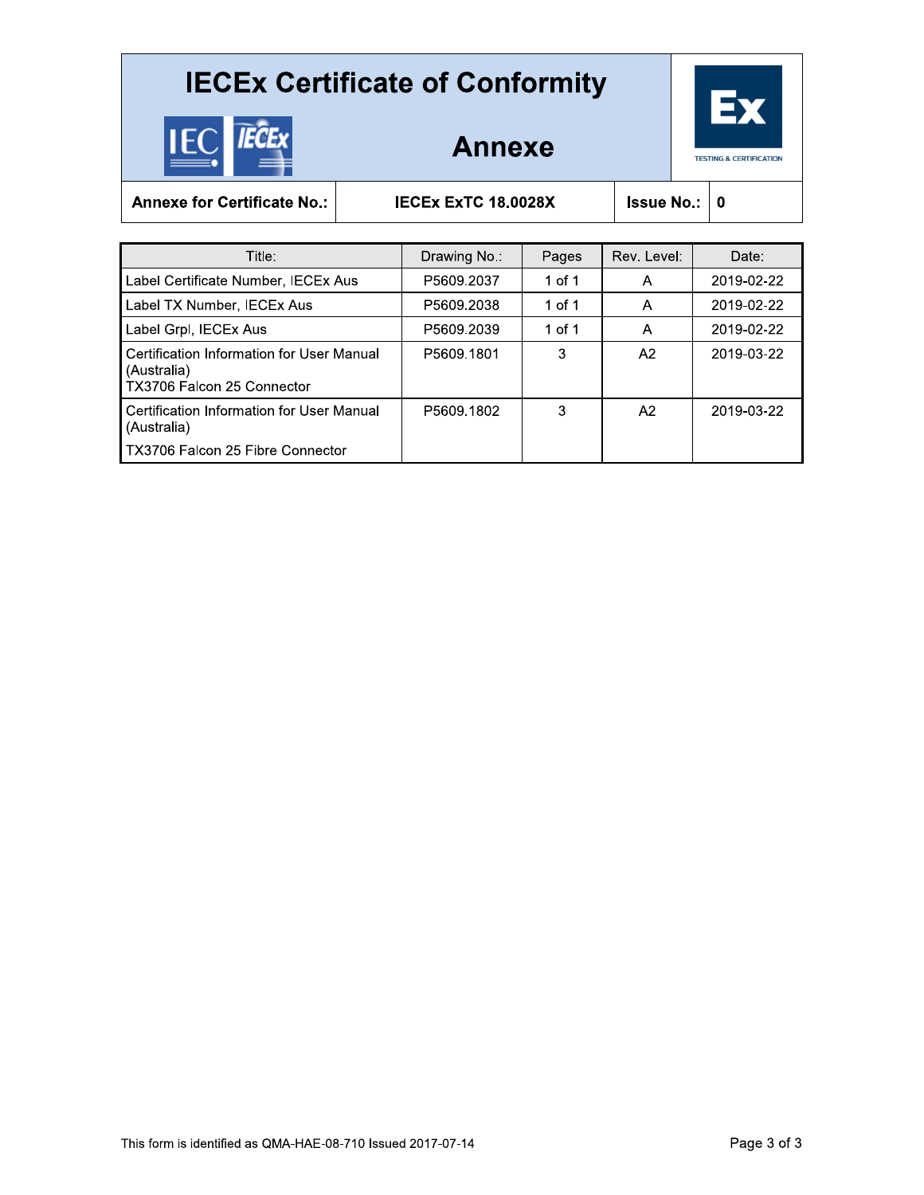# IECEx Certificate of Conformity

## Annexe

| Annexe for Certificate No.: | IECEx ExTC 18.0028X | Issue No.: | 0 |
|---|---|---|---|

| Title: | Drawing No.: | Pages | Rev. Level: | Date: |
|---|---|---|---|---|
| Label Certificate Number, IECEx Aus | P5609.2037 | 1 of 1 | A | 2019-02-22 |
| Label TX Number, IECEx Aus | P5609.2038 | 1 of 1 | A | 2019-02-22 |
| Label Grpl, IECEx Aus | P5609.2039 | 1 of 1 | A | 2019-02-22 |
| Certification Information for User Manual (Australia) TX3706 Falcon 25 Connector | P5609.1801 | 3 | A2 | 2019-03-22 |
| Certification Information for User Manual (Australia) TX3706 Falcon 25 Fibre Connector | P5609.1802 | 3 | A2 | 2019-03-22 |

This form is identified as QMA-HAE-08-710 Issued 2017-07-14